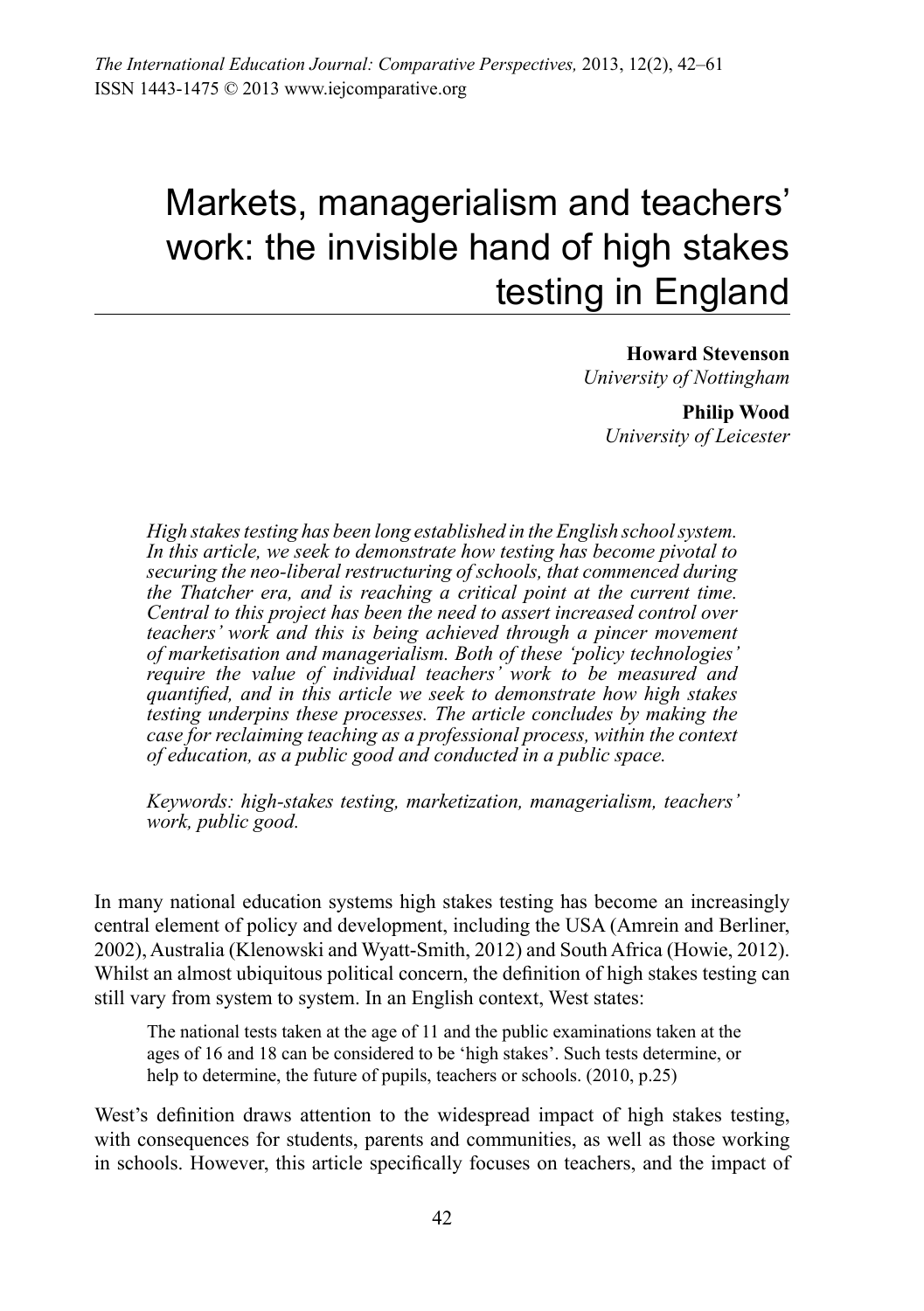# Markets, managerialism and teachers' work: the invisible hand of high stakes testing in England

**Howard Stevenson**
*University of Nottingham*

**Philip Wood**
*University of Leicester*

*High stakes testing has been long established in the English school system. In this article, we seek to demonstrate how testing has become pivotal to securing the neo-liberal restructuring of schools, that commenced during the Thatcher era, and is reaching a critical point at the current time. Central to this project has been the need to assert increased control over teachers' work and this is being achieved through a pincer movement of marketisation and managerialism. Both of these 'policy technologies' require the value of individual teachers' work to be measured and quantified, and in this article we seek to demonstrate how high stakes testing underpins these processes. The article concludes by making the case for reclaiming teaching as a professional process, within the context of education, as a public good and conducted in a public space.*

*Keywords: high-stakes testing, marketization, managerialism, teachers' work, public good.*

In many national education systems high stakes testing has become an increasingly central element of policy and development, including the USA (Amrein and Berliner, 2002), Australia (Klenowski and Wyatt-Smith, 2012) and South Africa (Howie, 2012). Whilst an almost ubiquitous political concern, the definition of high stakes testing can still vary from system to system. In an English context, West states:

> The national tests taken at the age of 11 and the public examinations taken at the ages of 16 and 18 can be considered to be 'high stakes'. Such tests determine, or help to determine, the future of pupils, teachers or schools. (2010, p.25)

West's definition draws attention to the widespread impact of high stakes testing, with consequences for students, parents and communities, as well as those working in schools. However, this article specifically focuses on teachers, and the impact of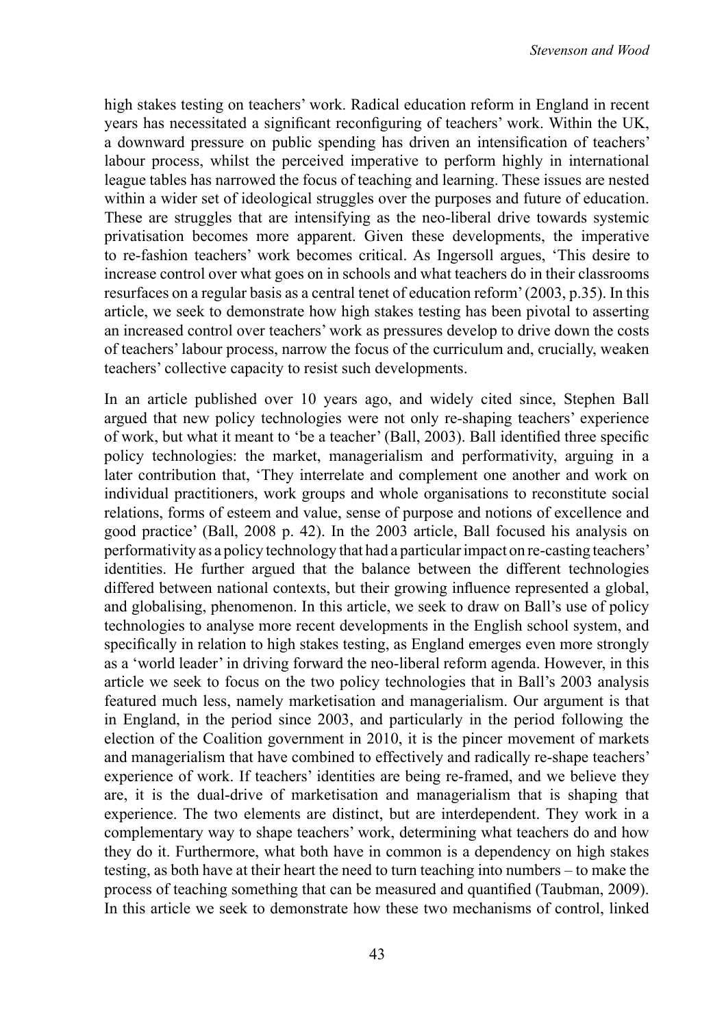high stakes testing on teachers' work. Radical education reform in England in recent years has necessitated a significant reconfiguring of teachers' work. Within the UK, a downward pressure on public spending has driven an intensification of teachers' labour process, whilst the perceived imperative to perform highly in international league tables has narrowed the focus of teaching and learning. These issues are nested within a wider set of ideological struggles over the purposes and future of education. These are struggles that are intensifying as the neo-liberal drive towards systemic privatisation becomes more apparent. Given these developments, the imperative to re-fashion teachers' work becomes critical. As Ingersoll argues, 'This desire to increase control over what goes on in schools and what teachers do in their classrooms resurfaces on a regular basis as a central tenet of education reform' (2003, p.35). In this article, we seek to demonstrate how high stakes testing has been pivotal to asserting an increased control over teachers' work as pressures develop to drive down the costs of teachers' labour process, narrow the focus of the curriculum and, crucially, weaken teachers' collective capacity to resist such developments.

In an article published over 10 years ago, and widely cited since, Stephen Ball argued that new policy technologies were not only re-shaping teachers' experience of work, but what it meant to 'be a teacher' (Ball, 2003). Ball identified three specific policy technologies: the market, managerialism and performativity, arguing in a later contribution that, 'They interrelate and complement one another and work on individual practitioners, work groups and whole organisations to reconstitute social relations, forms of esteem and value, sense of purpose and notions of excellence and good practice' (Ball, 2008 p. 42). In the 2003 article, Ball focused his analysis on performativity as a policy technology that had a particular impact on re-casting teachers' identities. He further argued that the balance between the different technologies differed between national contexts, but their growing influence represented a global, and globalising, phenomenon. In this article, we seek to draw on Ball's use of policy technologies to analyse more recent developments in the English school system, and specifically in relation to high stakes testing, as England emerges even more strongly as a 'world leader' in driving forward the neo-liberal reform agenda. However, in this article we seek to focus on the two policy technologies that in Ball's 2003 analysis featured much less, namely marketisation and managerialism. Our argument is that in England, in the period since 2003, and particularly in the period following the election of the Coalition government in 2010, it is the pincer movement of markets and managerialism that have combined to effectively and radically re-shape teachers' experience of work. If teachers' identities are being re-framed, and we believe they are, it is the dual-drive of marketisation and managerialism that is shaping that experience. The two elements are distinct, but are interdependent. They work in a complementary way to shape teachers' work, determining what teachers do and how they do it. Furthermore, what both have in common is a dependency on high stakes testing, as both have at their heart the need to turn teaching into numbers – to make the process of teaching something that can be measured and quantified (Taubman, 2009). In this article we seek to demonstrate how these two mechanisms of control, linked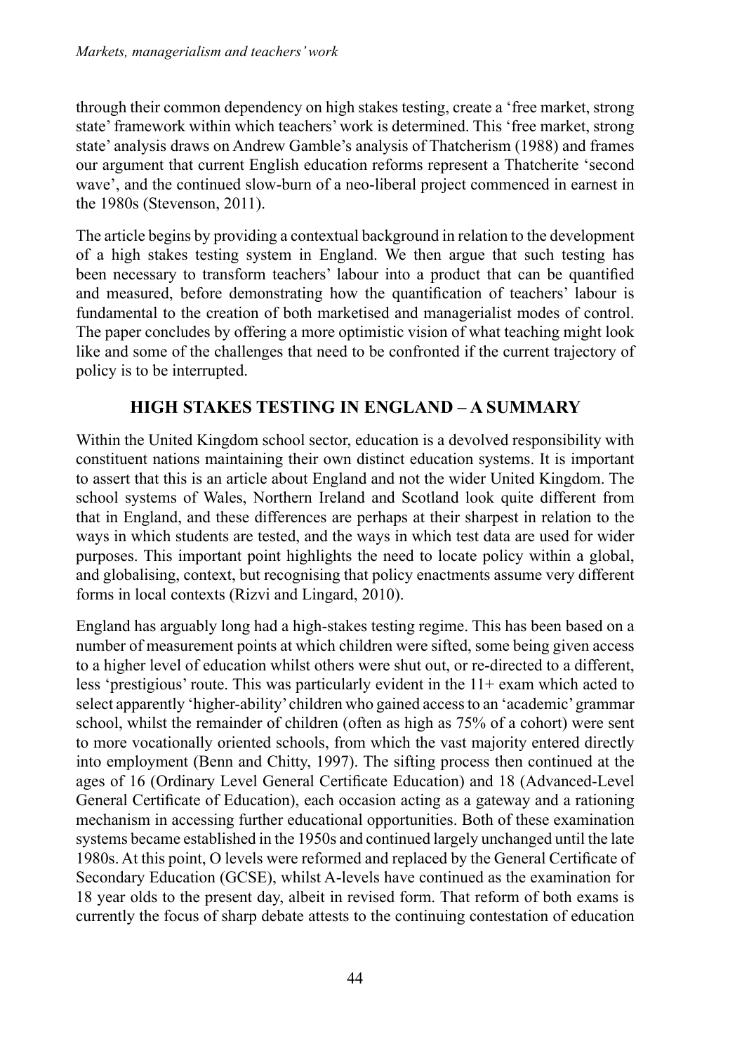through their common dependency on high stakes testing, create a 'free market, strong state' framework within which teachers' work is determined. This 'free market, strong state' analysis draws on Andrew Gamble's analysis of Thatcherism (1988) and frames our argument that current English education reforms represent a Thatcherite 'second wave', and the continued slow-burn of a neo-liberal project commenced in earnest in the 1980s (Stevenson, 2011).

The article begins by providing a contextual background in relation to the development of a high stakes testing system in England. We then argue that such testing has been necessary to transform teachers' labour into a product that can be quantified and measured, before demonstrating how the quantification of teachers' labour is fundamental to the creation of both marketised and managerialist modes of control. The paper concludes by offering a more optimistic vision of what teaching might look like and some of the challenges that need to be confronted if the current trajectory of policy is to be interrupted.

## HIGH STAKES TESTING IN ENGLAND – A SUMMARY

Within the United Kingdom school sector, education is a devolved responsibility with constituent nations maintaining their own distinct education systems. It is important to assert that this is an article about England and not the wider United Kingdom. The school systems of Wales, Northern Ireland and Scotland look quite different from that in England, and these differences are perhaps at their sharpest in relation to the ways in which students are tested, and the ways in which test data are used for wider purposes. This important point highlights the need to locate policy within a global, and globalising, context, but recognising that policy enactments assume very different forms in local contexts (Rizvi and Lingard, 2010).

England has arguably long had a high-stakes testing regime. This has been based on a number of measurement points at which children were sifted, some being given access to a higher level of education whilst others were shut out, or re-directed to a different, less 'prestigious' route. This was particularly evident in the 11+ exam which acted to select apparently 'higher-ability' children who gained access to an 'academic' grammar school, whilst the remainder of children (often as high as 75% of a cohort) were sent to more vocationally oriented schools, from which the vast majority entered directly into employment (Benn and Chitty, 1997). The sifting process then continued at the ages of 16 (Ordinary Level General Certificate Education) and 18 (Advanced-Level General Certificate of Education), each occasion acting as a gateway and a rationing mechanism in accessing further educational opportunities. Both of these examination systems became established in the 1950s and continued largely unchanged until the late 1980s. At this point, O levels were reformed and replaced by the General Certificate of Secondary Education (GCSE), whilst A-levels have continued as the examination for 18 year olds to the present day, albeit in revised form. That reform of both exams is currently the focus of sharp debate attests to the continuing contestation of education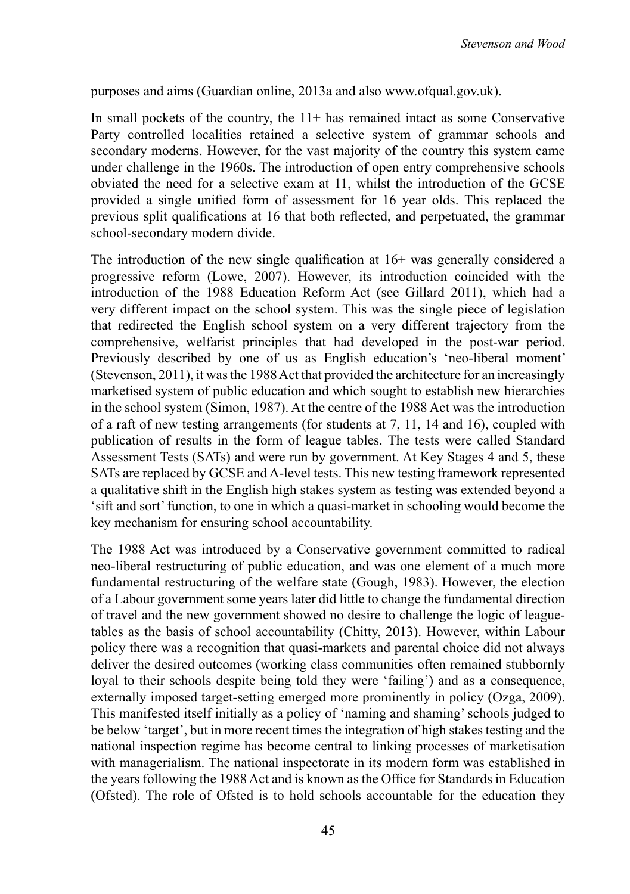purposes and aims (Guardian online, 2013a and also www.ofqual.gov.uk).

In small pockets of the country, the 11+ has remained intact as some Conservative Party controlled localities retained a selective system of grammar schools and secondary moderns. However, for the vast majority of the country this system came under challenge in the 1960s. The introduction of open entry comprehensive schools obviated the need for a selective exam at 11, whilst the introduction of the GCSE provided a single unified form of assessment for 16 year olds. This replaced the previous split qualifications at 16 that both reflected, and perpetuated, the grammar school-secondary modern divide.

The introduction of the new single qualification at 16+ was generally considered a progressive reform (Lowe, 2007). However, its introduction coincided with the introduction of the 1988 Education Reform Act (see Gillard 2011), which had a very different impact on the school system. This was the single piece of legislation that redirected the English school system on a very different trajectory from the comprehensive, welfarist principles that had developed in the post-war period. Previously described by one of us as English education's 'neo-liberal moment' (Stevenson, 2011), it was the 1988 Act that provided the architecture for an increasingly marketised system of public education and which sought to establish new hierarchies in the school system (Simon, 1987). At the centre of the 1988 Act was the introduction of a raft of new testing arrangements (for students at 7, 11, 14 and 16), coupled with publication of results in the form of league tables. The tests were called Standard Assessment Tests (SATs) and were run by government. At Key Stages 4 and 5, these SATs are replaced by GCSE and A-level tests. This new testing framework represented a qualitative shift in the English high stakes system as testing was extended beyond a 'sift and sort' function, to one in which a quasi-market in schooling would become the key mechanism for ensuring school accountability.

The 1988 Act was introduced by a Conservative government committed to radical neo-liberal restructuring of public education, and was one element of a much more fundamental restructuring of the welfare state (Gough, 1983). However, the election of a Labour government some years later did little to change the fundamental direction of travel and the new government showed no desire to challenge the logic of league-tables as the basis of school accountability (Chitty, 2013). However, within Labour policy there was a recognition that quasi-markets and parental choice did not always deliver the desired outcomes (working class communities often remained stubbornly loyal to their schools despite being told they were 'failing') and as a consequence, externally imposed target-setting emerged more prominently in policy (Ozga, 2009). This manifested itself initially as a policy of 'naming and shaming' schools judged to be below 'target', but in more recent times the integration of high stakes testing and the national inspection regime has become central to linking processes of marketisation with managerialism. The national inspectorate in its modern form was established in the years following the 1988 Act and is known as the Office for Standards in Education (Ofsted). The role of Ofsted is to hold schools accountable for the education they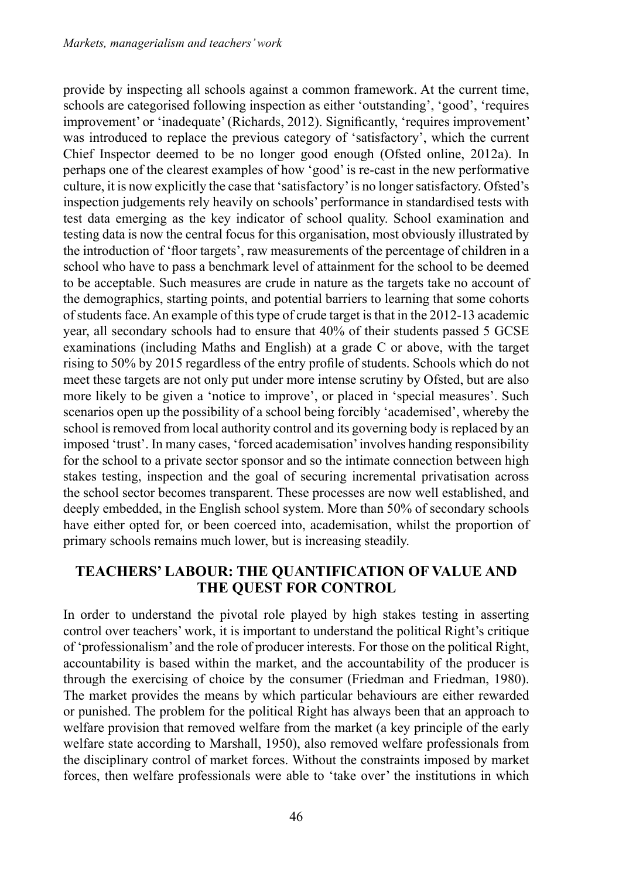provide by inspecting all schools against a common framework. At the current time, schools are categorised following inspection as either 'outstanding', 'good', 'requires improvement' or 'inadequate' (Richards, 2012). Significantly, 'requires improvement' was introduced to replace the previous category of 'satisfactory', which the current Chief Inspector deemed to be no longer good enough (Ofsted online, 2012a). In perhaps one of the clearest examples of how 'good' is re-cast in the new performative culture, it is now explicitly the case that 'satisfactory' is no longer satisfactory. Ofsted's inspection judgements rely heavily on schools' performance in standardised tests with test data emerging as the key indicator of school quality. School examination and testing data is now the central focus for this organisation, most obviously illustrated by the introduction of 'floor targets', raw measurements of the percentage of children in a school who have to pass a benchmark level of attainment for the school to be deemed to be acceptable. Such measures are crude in nature as the targets take no account of the demographics, starting points, and potential barriers to learning that some cohorts of students face. An example of this type of crude target is that in the 2012-13 academic year, all secondary schools had to ensure that 40% of their students passed 5 GCSE examinations (including Maths and English) at a grade C or above, with the target rising to 50% by 2015 regardless of the entry profile of students. Schools which do not meet these targets are not only put under more intense scrutiny by Ofsted, but are also more likely to be given a 'notice to improve', or placed in 'special measures'. Such scenarios open up the possibility of a school being forcibly 'academised', whereby the school is removed from local authority control and its governing body is replaced by an imposed 'trust'. In many cases, 'forced academisation' involves handing responsibility for the school to a private sector sponsor and so the intimate connection between high stakes testing, inspection and the goal of securing incremental privatisation across the school sector becomes transparent. These processes are now well established, and deeply embedded, in the English school system. More than 50% of secondary schools have either opted for, or been coerced into, academisation, whilst the proportion of primary schools remains much lower, but is increasing steadily.

## TEACHERS' LABOUR: THE QUANTIFICATION OF VALUE AND THE QUEST FOR CONTROL

In order to understand the pivotal role played by high stakes testing in asserting control over teachers' work, it is important to understand the political Right's critique of 'professionalism' and the role of producer interests. For those on the political Right, accountability is based within the market, and the accountability of the producer is through the exercising of choice by the consumer (Friedman and Friedman, 1980). The market provides the means by which particular behaviours are either rewarded or punished. The problem for the political Right has always been that an approach to welfare provision that removed welfare from the market (a key principle of the early welfare state according to Marshall, 1950), also removed welfare professionals from the disciplinary control of market forces. Without the constraints imposed by market forces, then welfare professionals were able to 'take over' the institutions in which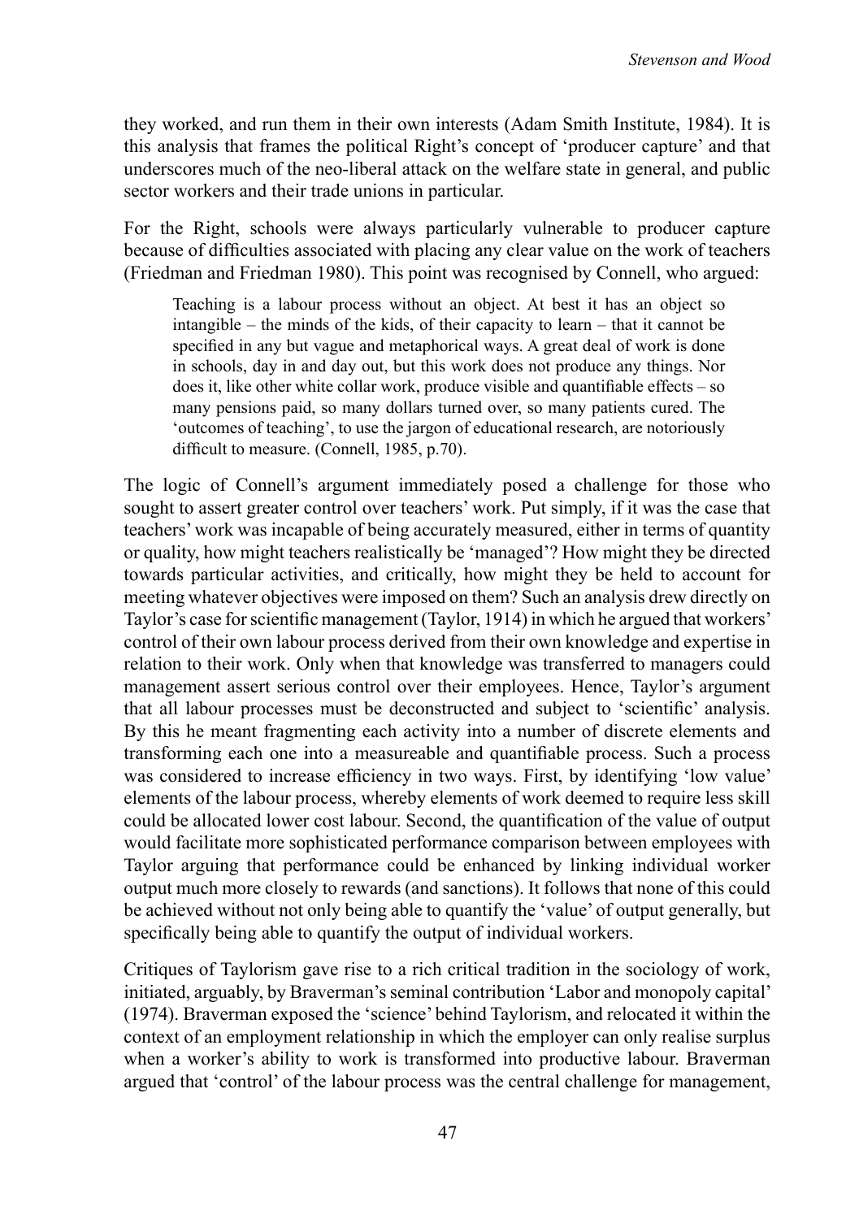they worked, and run them in their own interests (Adam Smith Institute, 1984). It is this analysis that frames the political Right's concept of 'producer capture' and that underscores much of the neo-liberal attack on the welfare state in general, and public sector workers and their trade unions in particular.

For the Right, schools were always particularly vulnerable to producer capture because of difficulties associated with placing any clear value on the work of teachers (Friedman and Friedman 1980). This point was recognised by Connell, who argued:

> Teaching is a labour process without an object. At best it has an object so intangible – the minds of the kids, of their capacity to learn – that it cannot be specified in any but vague and metaphorical ways. A great deal of work is done in schools, day in and day out, but this work does not produce any things. Nor does it, like other white collar work, produce visible and quantifiable effects – so many pensions paid, so many dollars turned over, so many patients cured. The 'outcomes of teaching', to use the jargon of educational research, are notoriously difficult to measure. (Connell, 1985, p.70).

The logic of Connell's argument immediately posed a challenge for those who sought to assert greater control over teachers' work. Put simply, if it was the case that teachers' work was incapable of being accurately measured, either in terms of quantity or quality, how might teachers realistically be 'managed'? How might they be directed towards particular activities, and critically, how might they be held to account for meeting whatever objectives were imposed on them? Such an analysis drew directly on Taylor's case for scientific management (Taylor, 1914) in which he argued that workers' control of their own labour process derived from their own knowledge and expertise in relation to their work. Only when that knowledge was transferred to managers could management assert serious control over their employees. Hence, Taylor's argument that all labour processes must be deconstructed and subject to 'scientific' analysis. By this he meant fragmenting each activity into a number of discrete elements and transforming each one into a measureable and quantifiable process. Such a process was considered to increase efficiency in two ways. First, by identifying 'low value' elements of the labour process, whereby elements of work deemed to require less skill could be allocated lower cost labour. Second, the quantification of the value of output would facilitate more sophisticated performance comparison between employees with Taylor arguing that performance could be enhanced by linking individual worker output much more closely to rewards (and sanctions). It follows that none of this could be achieved without not only being able to quantify the 'value' of output generally, but specifically being able to quantify the output of individual workers.

Critiques of Taylorism gave rise to a rich critical tradition in the sociology of work, initiated, arguably, by Braverman's seminal contribution 'Labor and monopoly capital' (1974). Braverman exposed the 'science' behind Taylorism, and relocated it within the context of an employment relationship in which the employer can only realise surplus when a worker's ability to work is transformed into productive labour. Braverman argued that 'control' of the labour process was the central challenge for management,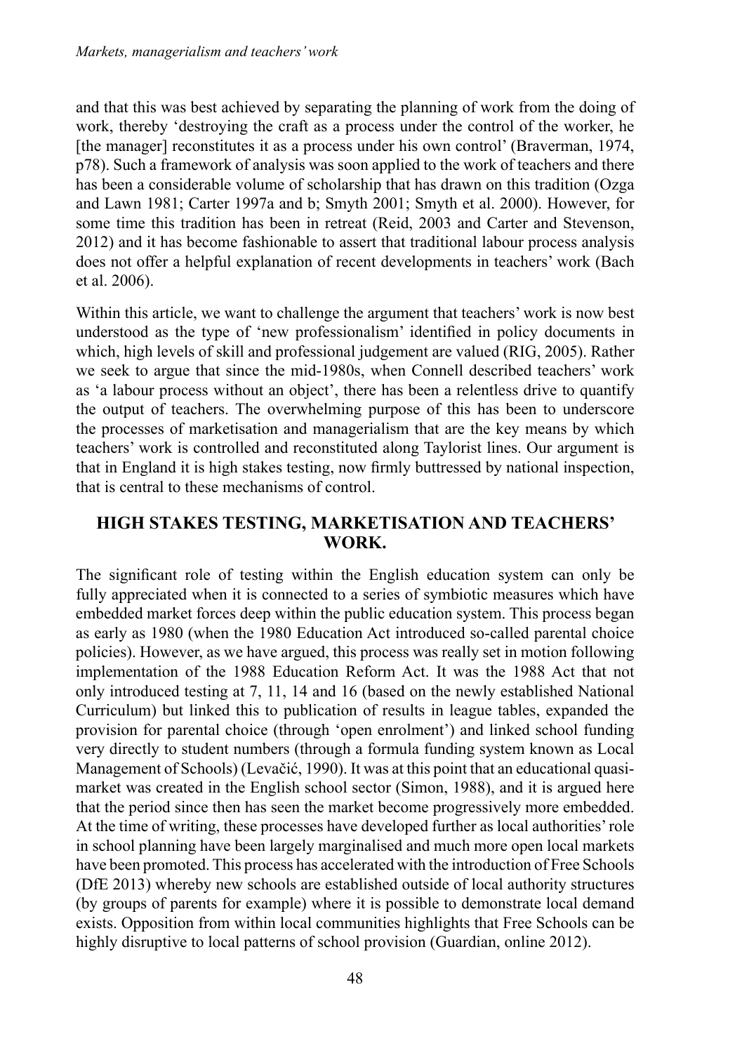and that this was best achieved by separating the planning of work from the doing of work, thereby 'destroying the craft as a process under the control of the worker, he [the manager] reconstitutes it as a process under his own control' (Braverman, 1974, p78). Such a framework of analysis was soon applied to the work of teachers and there has been a considerable volume of scholarship that has drawn on this tradition (Ozga and Lawn 1981; Carter 1997a and b; Smyth 2001; Smyth et al. 2000). However, for some time this tradition has been in retreat (Reid, 2003 and Carter and Stevenson, 2012) and it has become fashionable to assert that traditional labour process analysis does not offer a helpful explanation of recent developments in teachers' work (Bach et al. 2006).

Within this article, we want to challenge the argument that teachers' work is now best understood as the type of 'new professionalism' identified in policy documents in which, high levels of skill and professional judgement are valued (RIG, 2005). Rather we seek to argue that since the mid-1980s, when Connell described teachers' work as 'a labour process without an object', there has been a relentless drive to quantify the output of teachers. The overwhelming purpose of this has been to underscore the processes of marketisation and managerialism that are the key means by which teachers' work is controlled and reconstituted along Taylorist lines. Our argument is that in England it is high stakes testing, now firmly buttressed by national inspection, that is central to these mechanisms of control.

## HIGH STAKES TESTING, MARKETISATION AND TEACHERS' WORK.

The significant role of testing within the English education system can only be fully appreciated when it is connected to a series of symbiotic measures which have embedded market forces deep within the public education system. This process began as early as 1980 (when the 1980 Education Act introduced so-called parental choice policies). However, as we have argued, this process was really set in motion following implementation of the 1988 Education Reform Act. It was the 1988 Act that not only introduced testing at 7, 11, 14 and 16 (based on the newly established National Curriculum) but linked this to publication of results in league tables, expanded the provision for parental choice (through 'open enrolment') and linked school funding very directly to student numbers (through a formula funding system known as Local Management of Schools) (Levačić, 1990). It was at this point that an educational quasi-market was created in the English school sector (Simon, 1988), and it is argued here that the period since then has seen the market become progressively more embedded. At the time of writing, these processes have developed further as local authorities' role in school planning have been largely marginalised and much more open local markets have been promoted. This process has accelerated with the introduction of Free Schools (DfE 2013) whereby new schools are established outside of local authority structures (by groups of parents for example) where it is possible to demonstrate local demand exists. Opposition from within local communities highlights that Free Schools can be highly disruptive to local patterns of school provision (Guardian, online 2012).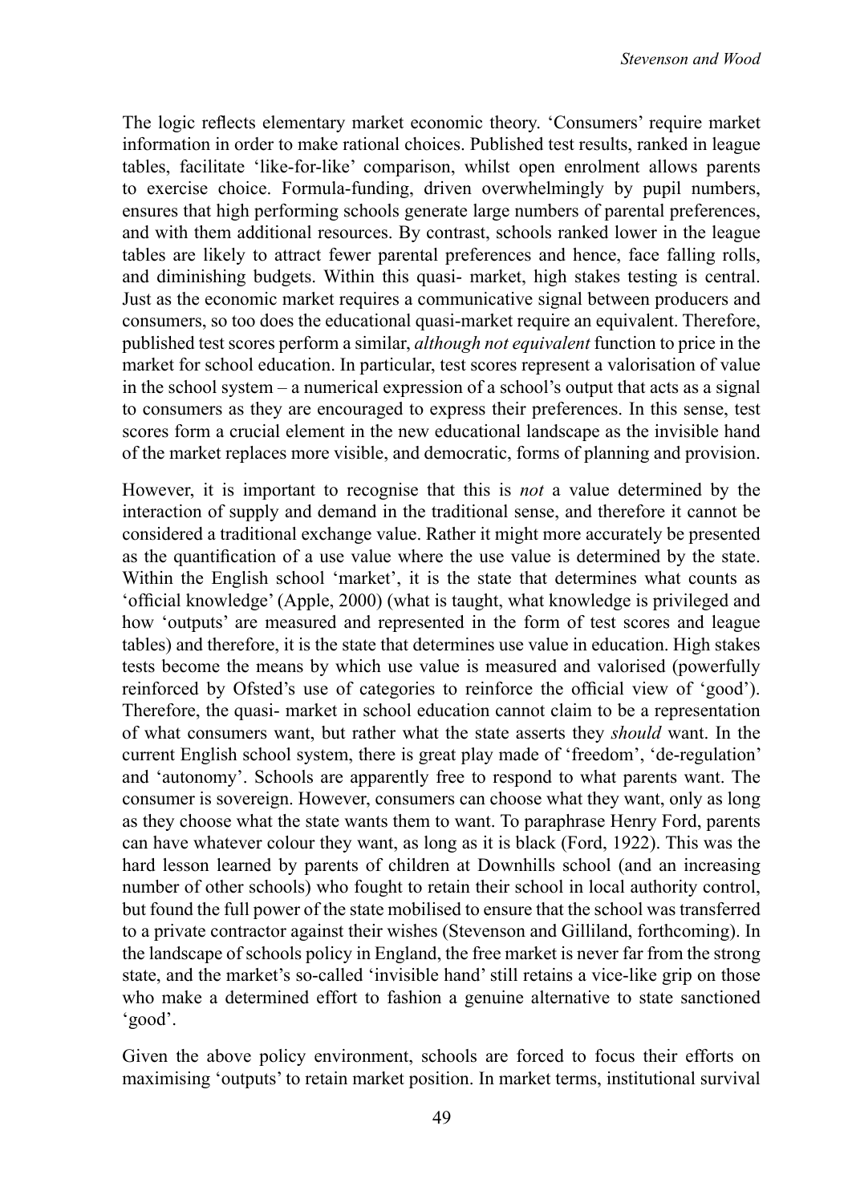The logic reflects elementary market economic theory. 'Consumers' require market information in order to make rational choices. Published test results, ranked in league tables, facilitate 'like-for-like' comparison, whilst open enrolment allows parents to exercise choice. Formula-funding, driven overwhelmingly by pupil numbers, ensures that high performing schools generate large numbers of parental preferences, and with them additional resources. By contrast, schools ranked lower in the league tables are likely to attract fewer parental preferences and hence, face falling rolls, and diminishing budgets. Within this quasi- market, high stakes testing is central. Just as the economic market requires a communicative signal between producers and consumers, so too does the educational quasi-market require an equivalent. Therefore, published test scores perform a similar, *although not equivalent* function to price in the market for school education. In particular, test scores represent a valorisation of value in the school system – a numerical expression of a school's output that acts as a signal to consumers as they are encouraged to express their preferences. In this sense, test scores form a crucial element in the new educational landscape as the invisible hand of the market replaces more visible, and democratic, forms of planning and provision.

However, it is important to recognise that this is *not* a value determined by the interaction of supply and demand in the traditional sense, and therefore it cannot be considered a traditional exchange value. Rather it might more accurately be presented as the quantification of a use value where the use value is determined by the state. Within the English school 'market', it is the state that determines what counts as 'official knowledge' (Apple, 2000) (what is taught, what knowledge is privileged and how 'outputs' are measured and represented in the form of test scores and league tables) and therefore, it is the state that determines use value in education. High stakes tests become the means by which use value is measured and valorised (powerfully reinforced by Ofsted's use of categories to reinforce the official view of 'good'). Therefore, the quasi- market in school education cannot claim to be a representation of what consumers want, but rather what the state asserts they *should* want. In the current English school system, there is great play made of 'freedom', 'de-regulation' and 'autonomy'. Schools are apparently free to respond to what parents want. The consumer is sovereign. However, consumers can choose what they want, only as long as they choose what the state wants them to want. To paraphrase Henry Ford, parents can have whatever colour they want, as long as it is black (Ford, 1922). This was the hard lesson learned by parents of children at Downhills school (and an increasing number of other schools) who fought to retain their school in local authority control, but found the full power of the state mobilised to ensure that the school was transferred to a private contractor against their wishes (Stevenson and Gilliland, forthcoming). In the landscape of schools policy in England, the free market is never far from the strong state, and the market's so-called 'invisible hand' still retains a vice-like grip on those who make a determined effort to fashion a genuine alternative to state sanctioned 'good'.

Given the above policy environment, schools are forced to focus their efforts on maximising 'outputs' to retain market position. In market terms, institutional survival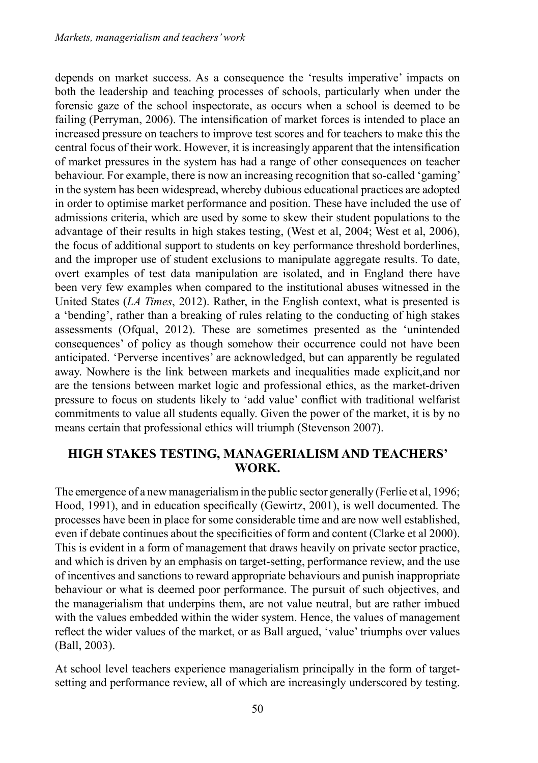depends on market success. As a consequence the 'results imperative' impacts on both the leadership and teaching processes of schools, particularly when under the forensic gaze of the school inspectorate, as occurs when a school is deemed to be failing (Perryman, 2006). The intensification of market forces is intended to place an increased pressure on teachers to improve test scores and for teachers to make this the central focus of their work. However, it is increasingly apparent that the intensification of market pressures in the system has had a range of other consequences on teacher behaviour. For example, there is now an increasing recognition that so-called 'gaming' in the system has been widespread, whereby dubious educational practices are adopted in order to optimise market performance and position. These have included the use of admissions criteria, which are used by some to skew their student populations to the advantage of their results in high stakes testing, (West et al, 2004; West et al, 2006), the focus of additional support to students on key performance threshold borderlines, and the improper use of student exclusions to manipulate aggregate results. To date, overt examples of test data manipulation are isolated, and in England there have been very few examples when compared to the institutional abuses witnessed in the United States (*LA Times*, 2012). Rather, in the English context, what is presented is a 'bending', rather than a breaking of rules relating to the conducting of high stakes assessments (Ofqual, 2012). These are sometimes presented as the 'unintended consequences' of policy as though somehow their occurrence could not have been anticipated. 'Perverse incentives' are acknowledged, but can apparently be regulated away. Nowhere is the link between markets and inequalities made explicit,and nor are the tensions between market logic and professional ethics, as the market-driven pressure to focus on students likely to 'add value' conflict with traditional welfarist commitments to value all students equally. Given the power of the market, it is by no means certain that professional ethics will triumph (Stevenson 2007).

## HIGH STAKES TESTING, MANAGERIALISM AND TEACHERS' WORK.

The emergence of a new managerialism in the public sector generally (Ferlie et al, 1996; Hood, 1991), and in education specifically (Gewirtz, 2001), is well documented. The processes have been in place for some considerable time and are now well established, even if debate continues about the specificities of form and content (Clarke et al 2000). This is evident in a form of management that draws heavily on private sector practice, and which is driven by an emphasis on target-setting, performance review, and the use of incentives and sanctions to reward appropriate behaviours and punish inappropriate behaviour or what is deemed poor performance. The pursuit of such objectives, and the managerialism that underpins them, are not value neutral, but are rather imbued with the values embedded within the wider system. Hence, the values of management reflect the wider values of the market, or as Ball argued, 'value' triumphs over values (Ball, 2003).

At school level teachers experience managerialism principally in the form of target-setting and performance review, all of which are increasingly underscored by testing.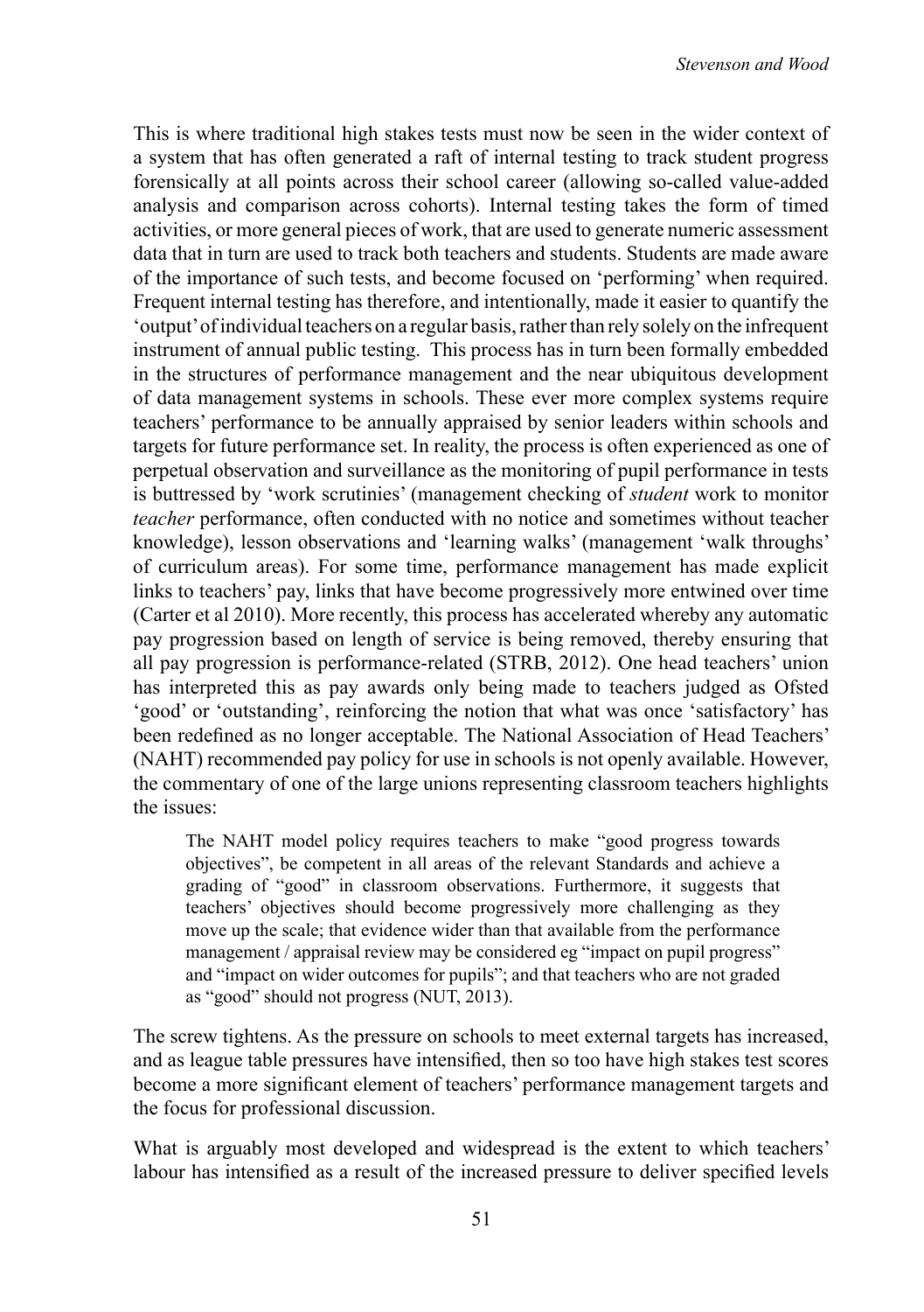This is where traditional high stakes tests must now be seen in the wider context of a system that has often generated a raft of internal testing to track student progress forensically at all points across their school career (allowing so-called value-added analysis and comparison across cohorts). Internal testing takes the form of timed activities, or more general pieces of work, that are used to generate numeric assessment data that in turn are used to track both teachers and students. Students are made aware of the importance of such tests, and become focused on 'performing' when required. Frequent internal testing has therefore, and intentionally, made it easier to quantify the 'output' of individual teachers on a regular basis, rather than rely solely on the infrequent instrument of annual public testing. This process has in turn been formally embedded in the structures of performance management and the near ubiquitous development of data management systems in schools. These ever more complex systems require teachers' performance to be annually appraised by senior leaders within schools and targets for future performance set. In reality, the process is often experienced as one of perpetual observation and surveillance as the monitoring of pupil performance in tests is buttressed by 'work scrutinies' (management checking of *student* work to monitor *teacher* performance, often conducted with no notice and sometimes without teacher knowledge), lesson observations and 'learning walks' (management 'walk throughs' of curriculum areas). For some time, performance management has made explicit links to teachers' pay, links that have become progressively more entwined over time (Carter et al 2010). More recently, this process has accelerated whereby any automatic pay progression based on length of service is being removed, thereby ensuring that all pay progression is performance-related (STRB, 2012). One head teachers' union has interpreted this as pay awards only being made to teachers judged as Ofsted 'good' or 'outstanding', reinforcing the notion that what was once 'satisfactory' has been redefined as no longer acceptable. The National Association of Head Teachers' (NAHT) recommended pay policy for use in schools is not openly available. However, the commentary of one of the large unions representing classroom teachers highlights the issues:

> The NAHT model policy requires teachers to make "good progress towards objectives", be competent in all areas of the relevant Standards and achieve a grading of "good" in classroom observations. Furthermore, it suggests that teachers' objectives should become progressively more challenging as they move up the scale; that evidence wider than that available from the performance management / appraisal review may be considered eg "impact on pupil progress" and "impact on wider outcomes for pupils"; and that teachers who are not graded as "good" should not progress (NUT, 2013).

The screw tightens. As the pressure on schools to meet external targets has increased, and as league table pressures have intensified, then so too have high stakes test scores become a more significant element of teachers' performance management targets and the focus for professional discussion.

What is arguably most developed and widespread is the extent to which teachers' labour has intensified as a result of the increased pressure to deliver specified levels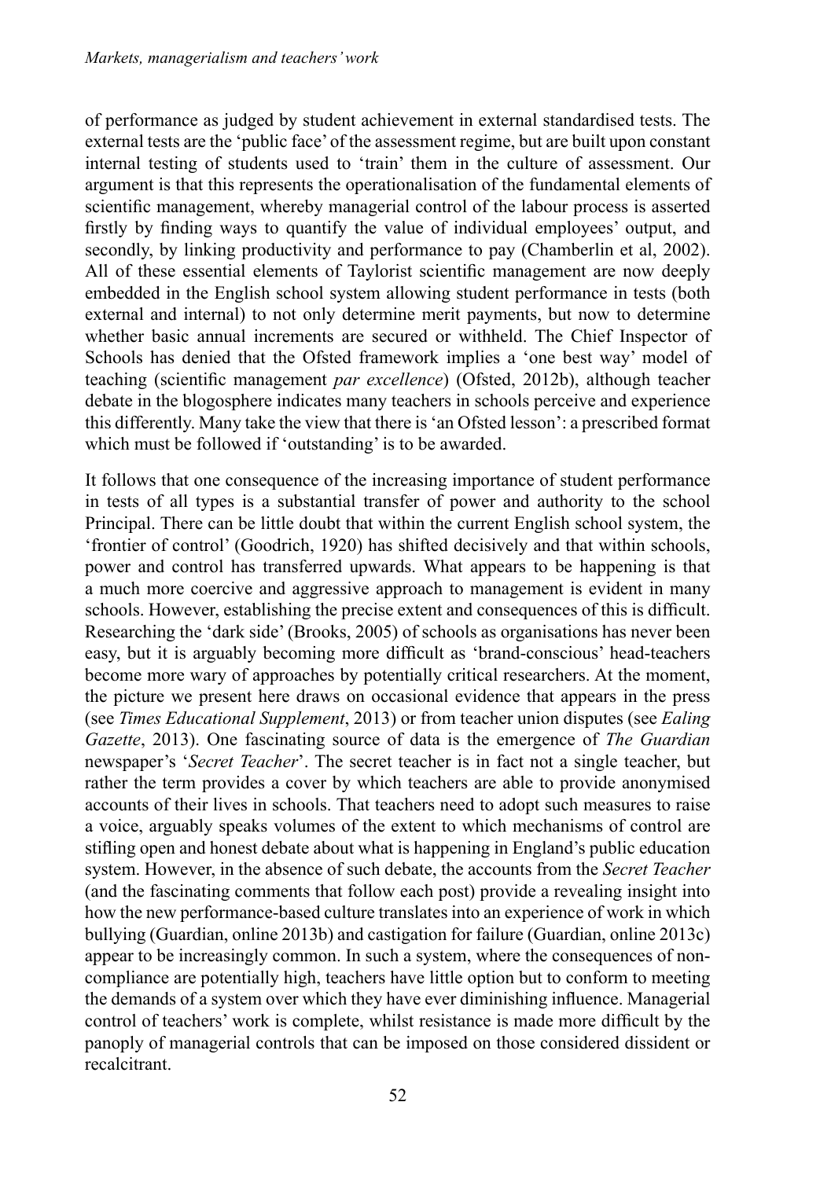of performance as judged by student achievement in external standardised tests. The external tests are the 'public face' of the assessment regime, but are built upon constant internal testing of students used to 'train' them in the culture of assessment. Our argument is that this represents the operationalisation of the fundamental elements of scientific management, whereby managerial control of the labour process is asserted firstly by finding ways to quantify the value of individual employees' output, and secondly, by linking productivity and performance to pay (Chamberlin et al, 2002). All of these essential elements of Taylorist scientific management are now deeply embedded in the English school system allowing student performance in tests (both external and internal) to not only determine merit payments, but now to determine whether basic annual increments are secured or withheld. The Chief Inspector of Schools has denied that the Ofsted framework implies a 'one best way' model of teaching (scientific management *par excellence*) (Ofsted, 2012b), although teacher debate in the blogosphere indicates many teachers in schools perceive and experience this differently. Many take the view that there is 'an Ofsted lesson': a prescribed format which must be followed if 'outstanding' is to be awarded.

It follows that one consequence of the increasing importance of student performance in tests of all types is a substantial transfer of power and authority to the school Principal. There can be little doubt that within the current English school system, the 'frontier of control' (Goodrich, 1920) has shifted decisively and that within schools, power and control has transferred upwards. What appears to be happening is that a much more coercive and aggressive approach to management is evident in many schools. However, establishing the precise extent and consequences of this is difficult. Researching the 'dark side' (Brooks, 2005) of schools as organisations has never been easy, but it is arguably becoming more difficult as 'brand-conscious' head-teachers become more wary of approaches by potentially critical researchers. At the moment, the picture we present here draws on occasional evidence that appears in the press (see *Times Educational Supplement*, 2013) or from teacher union disputes (see *Ealing Gazette*, 2013). One fascinating source of data is the emergence of *The Guardian* newspaper's '*Secret Teacher*'. The secret teacher is in fact not a single teacher, but rather the term provides a cover by which teachers are able to provide anonymised accounts of their lives in schools. That teachers need to adopt such measures to raise a voice, arguably speaks volumes of the extent to which mechanisms of control are stifling open and honest debate about what is happening in England's public education system. However, in the absence of such debate, the accounts from the *Secret Teacher* (and the fascinating comments that follow each post) provide a revealing insight into how the new performance-based culture translates into an experience of work in which bullying (Guardian, online 2013b) and castigation for failure (Guardian, online 2013c) appear to be increasingly common. In such a system, where the consequences of non-compliance are potentially high, teachers have little option but to conform to meeting the demands of a system over which they have ever diminishing influence. Managerial control of teachers' work is complete, whilst resistance is made more difficult by the panoply of managerial controls that can be imposed on those considered dissident or recalcitrant.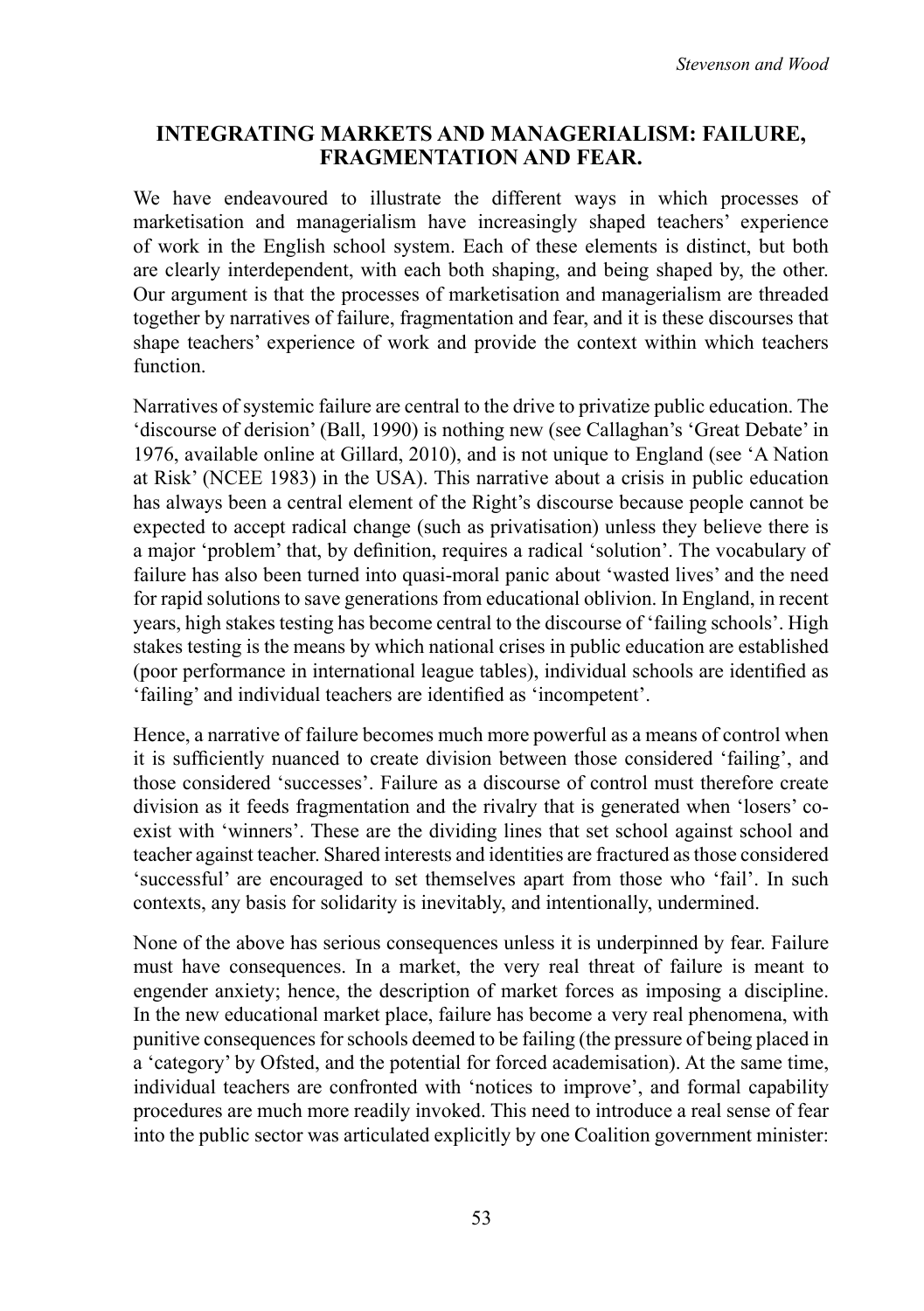## INTEGRATING MARKETS AND MANAGERIALISM: FAILURE, FRAGMENTATION AND FEAR.

We have endeavoured to illustrate the different ways in which processes of marketisation and managerialism have increasingly shaped teachers' experience of work in the English school system. Each of these elements is distinct, but both are clearly interdependent, with each both shaping, and being shaped by, the other. Our argument is that the processes of marketisation and managerialism are threaded together by narratives of failure, fragmentation and fear, and it is these discourses that shape teachers' experience of work and provide the context within which teachers function.

Narratives of systemic failure are central to the drive to privatize public education. The 'discourse of derision' (Ball, 1990) is nothing new (see Callaghan's 'Great Debate' in 1976, available online at Gillard, 2010), and is not unique to England (see 'A Nation at Risk' (NCEE 1983) in the USA). This narrative about a crisis in public education has always been a central element of the Right's discourse because people cannot be expected to accept radical change (such as privatisation) unless they believe there is a major 'problem' that, by definition, requires a radical 'solution'. The vocabulary of failure has also been turned into quasi-moral panic about 'wasted lives' and the need for rapid solutions to save generations from educational oblivion. In England, in recent years, high stakes testing has become central to the discourse of 'failing schools'. High stakes testing is the means by which national crises in public education are established (poor performance in international league tables), individual schools are identified as 'failing' and individual teachers are identified as 'incompetent'.

Hence, a narrative of failure becomes much more powerful as a means of control when it is sufficiently nuanced to create division between those considered 'failing', and those considered 'successes'. Failure as a discourse of control must therefore create division as it feeds fragmentation and the rivalry that is generated when 'losers' co-exist with 'winners'. These are the dividing lines that set school against school and teacher against teacher. Shared interests and identities are fractured as those considered 'successful' are encouraged to set themselves apart from those who 'fail'. In such contexts, any basis for solidarity is inevitably, and intentionally, undermined.

None of the above has serious consequences unless it is underpinned by fear. Failure must have consequences. In a market, the very real threat of failure is meant to engender anxiety; hence, the description of market forces as imposing a discipline. In the new educational market place, failure has become a very real phenomena, with punitive consequences for schools deemed to be failing (the pressure of being placed in a 'category' by Ofsted, and the potential for forced academisation). At the same time, individual teachers are confronted with 'notices to improve', and formal capability procedures are much more readily invoked. This need to introduce a real sense of fear into the public sector was articulated explicitly by one Coalition government minister: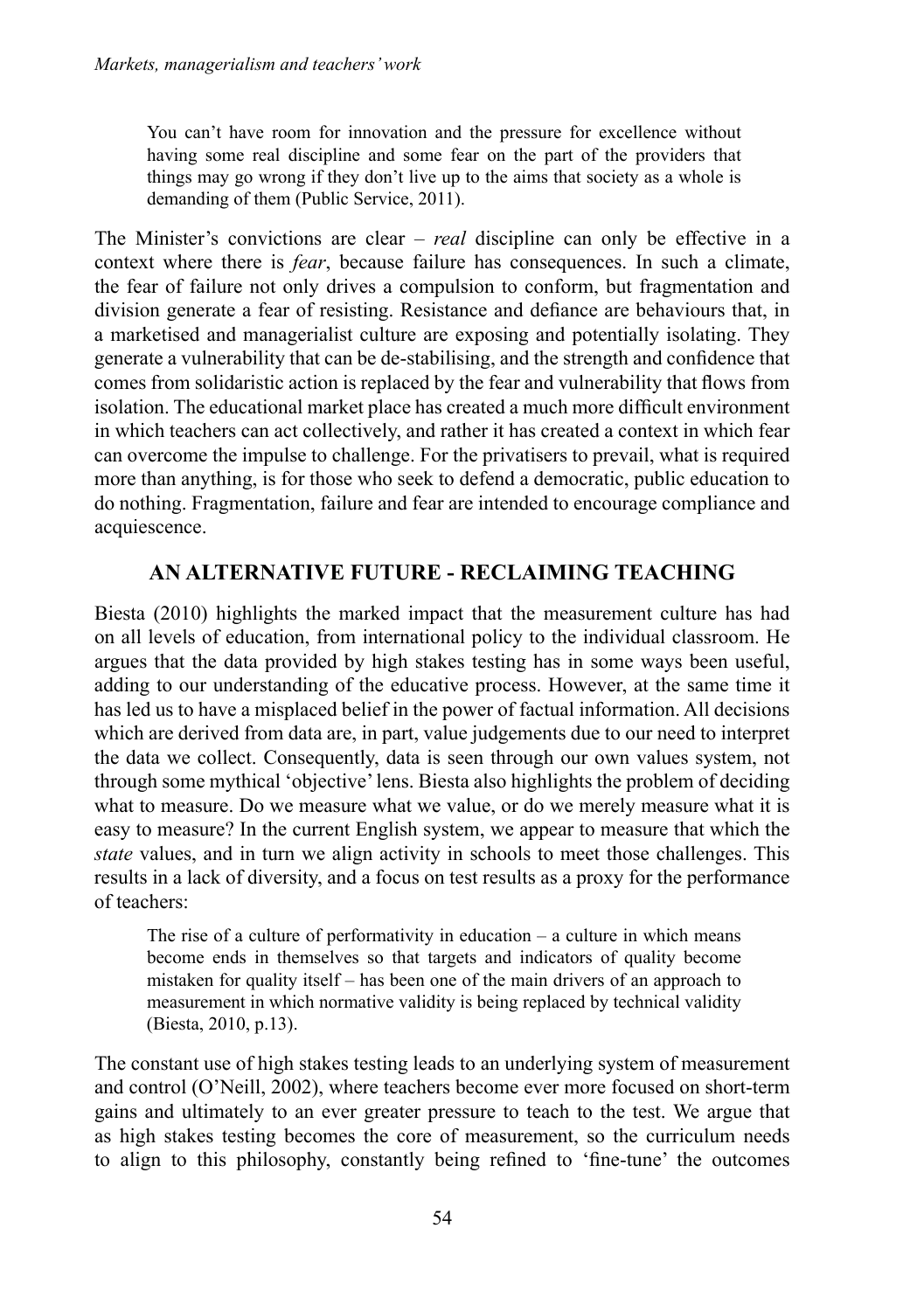You can't have room for innovation and the pressure for excellence without having some real discipline and some fear on the part of the providers that things may go wrong if they don't live up to the aims that society as a whole is demanding of them (Public Service, 2011).

The Minister's convictions are clear – *real* discipline can only be effective in a context where there is *fear*, because failure has consequences. In such a climate, the fear of failure not only drives a compulsion to conform, but fragmentation and division generate a fear of resisting. Resistance and defiance are behaviours that, in a marketised and managerialist culture are exposing and potentially isolating. They generate a vulnerability that can be de-stabilising, and the strength and confidence that comes from solidaristic action is replaced by the fear and vulnerability that flows from isolation. The educational market place has created a much more difficult environment in which teachers can act collectively, and rather it has created a context in which fear can overcome the impulse to challenge. For the privatisers to prevail, what is required more than anything, is for those who seek to defend a democratic, public education to do nothing. Fragmentation, failure and fear are intended to encourage compliance and acquiescence.

## AN ALTERNATIVE FUTURE - RECLAIMING TEACHING

Biesta (2010) highlights the marked impact that the measurement culture has had on all levels of education, from international policy to the individual classroom. He argues that the data provided by high stakes testing has in some ways been useful, adding to our understanding of the educative process. However, at the same time it has led us to have a misplaced belief in the power of factual information. All decisions which are derived from data are, in part, value judgements due to our need to interpret the data we collect. Consequently, data is seen through our own values system, not through some mythical 'objective' lens. Biesta also highlights the problem of deciding what to measure. Do we measure what we value, or do we merely measure what it is easy to measure? In the current English system, we appear to measure that which the *state* values, and in turn we align activity in schools to meet those challenges. This results in a lack of diversity, and a focus on test results as a proxy for the performance of teachers:

The rise of a culture of performativity in education – a culture in which means become ends in themselves so that targets and indicators of quality become mistaken for quality itself – has been one of the main drivers of an approach to measurement in which normative validity is being replaced by technical validity (Biesta, 2010, p.13).

The constant use of high stakes testing leads to an underlying system of measurement and control (O'Neill, 2002), where teachers become ever more focused on short-term gains and ultimately to an ever greater pressure to teach to the test. We argue that as high stakes testing becomes the core of measurement, so the curriculum needs to align to this philosophy, constantly being refined to 'fine-tune' the outcomes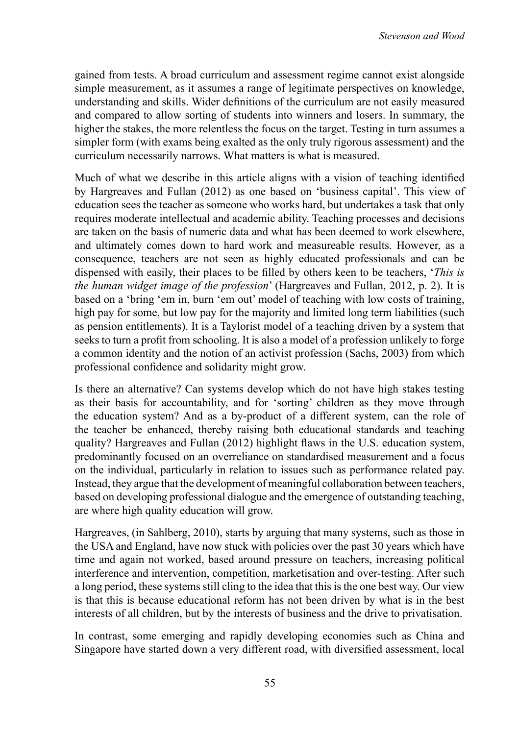gained from tests. A broad curriculum and assessment regime cannot exist alongside simple measurement, as it assumes a range of legitimate perspectives on knowledge, understanding and skills. Wider definitions of the curriculum are not easily measured and compared to allow sorting of students into winners and losers. In summary, the higher the stakes, the more relentless the focus on the target. Testing in turn assumes a simpler form (with exams being exalted as the only truly rigorous assessment) and the curriculum necessarily narrows. What matters is what is measured.

Much of what we describe in this article aligns with a vision of teaching identified by Hargreaves and Fullan (2012) as one based on 'business capital'. This view of education sees the teacher as someone who works hard, but undertakes a task that only requires moderate intellectual and academic ability. Teaching processes and decisions are taken on the basis of numeric data and what has been deemed to work elsewhere, and ultimately comes down to hard work and measureable results. However, as a consequence, teachers are not seen as highly educated professionals and can be dispensed with easily, their places to be filled by others keen to be teachers, '*This is the human widget image of the profession*' (Hargreaves and Fullan, 2012, p. 2). It is based on a 'bring 'em in, burn 'em out' model of teaching with low costs of training, high pay for some, but low pay for the majority and limited long term liabilities (such as pension entitlements). It is a Taylorist model of a teaching driven by a system that seeks to turn a profit from schooling. It is also a model of a profession unlikely to forge a common identity and the notion of an activist profession (Sachs, 2003) from which professional confidence and solidarity might grow.

Is there an alternative? Can systems develop which do not have high stakes testing as their basis for accountability, and for 'sorting' children as they move through the education system? And as a by-product of a different system, can the role of the teacher be enhanced, thereby raising both educational standards and teaching quality? Hargreaves and Fullan (2012) highlight flaws in the U.S. education system, predominantly focused on an overreliance on standardised measurement and a focus on the individual, particularly in relation to issues such as performance related pay. Instead, they argue that the development of meaningful collaboration between teachers, based on developing professional dialogue and the emergence of outstanding teaching, are where high quality education will grow.

Hargreaves, (in Sahlberg, 2010), starts by arguing that many systems, such as those in the USA and England, have now stuck with policies over the past 30 years which have time and again not worked, based around pressure on teachers, increasing political interference and intervention, competition, marketisation and over-testing. After such a long period, these systems still cling to the idea that this is the one best way. Our view is that this is because educational reform has not been driven by what is in the best interests of all children, but by the interests of business and the drive to privatisation.

In contrast, some emerging and rapidly developing economies such as China and Singapore have started down a very different road, with diversified assessment, local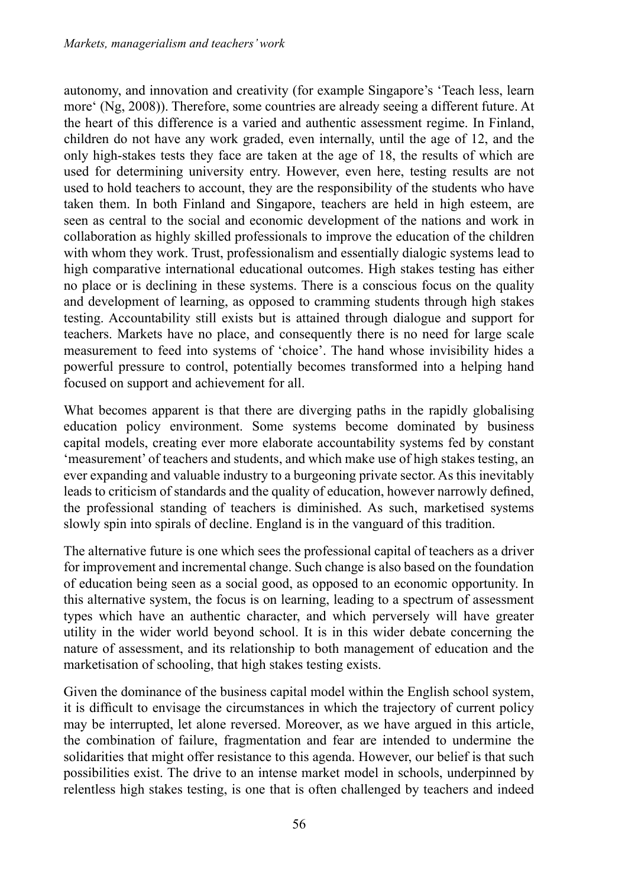autonomy, and innovation and creativity (for example Singapore's 'Teach less, learn more' (Ng, 2008)). Therefore, some countries are already seeing a different future. At the heart of this difference is a varied and authentic assessment regime. In Finland, children do not have any work graded, even internally, until the age of 12, and the only high-stakes tests they face are taken at the age of 18, the results of which are used for determining university entry. However, even here, testing results are not used to hold teachers to account, they are the responsibility of the students who have taken them. In both Finland and Singapore, teachers are held in high esteem, are seen as central to the social and economic development of the nations and work in collaboration as highly skilled professionals to improve the education of the children with whom they work. Trust, professionalism and essentially dialogic systems lead to high comparative international educational outcomes. High stakes testing has either no place or is declining in these systems. There is a conscious focus on the quality and development of learning, as opposed to cramming students through high stakes testing. Accountability still exists but is attained through dialogue and support for teachers. Markets have no place, and consequently there is no need for large scale measurement to feed into systems of 'choice'. The hand whose invisibility hides a powerful pressure to control, potentially becomes transformed into a helping hand focused on support and achievement for all.

What becomes apparent is that there are diverging paths in the rapidly globalising education policy environment. Some systems become dominated by business capital models, creating ever more elaborate accountability systems fed by constant 'measurement' of teachers and students, and which make use of high stakes testing, an ever expanding and valuable industry to a burgeoning private sector. As this inevitably leads to criticism of standards and the quality of education, however narrowly defined, the professional standing of teachers is diminished. As such, marketised systems slowly spin into spirals of decline. England is in the vanguard of this tradition.

The alternative future is one which sees the professional capital of teachers as a driver for improvement and incremental change. Such change is also based on the foundation of education being seen as a social good, as opposed to an economic opportunity. In this alternative system, the focus is on learning, leading to a spectrum of assessment types which have an authentic character, and which perversely will have greater utility in the wider world beyond school. It is in this wider debate concerning the nature of assessment, and its relationship to both management of education and the marketisation of schooling, that high stakes testing exists.

Given the dominance of the business capital model within the English school system, it is difficult to envisage the circumstances in which the trajectory of current policy may be interrupted, let alone reversed. Moreover, as we have argued in this article, the combination of failure, fragmentation and fear are intended to undermine the solidarities that might offer resistance to this agenda. However, our belief is that such possibilities exist. The drive to an intense market model in schools, underpinned by relentless high stakes testing, is one that is often challenged by teachers and indeed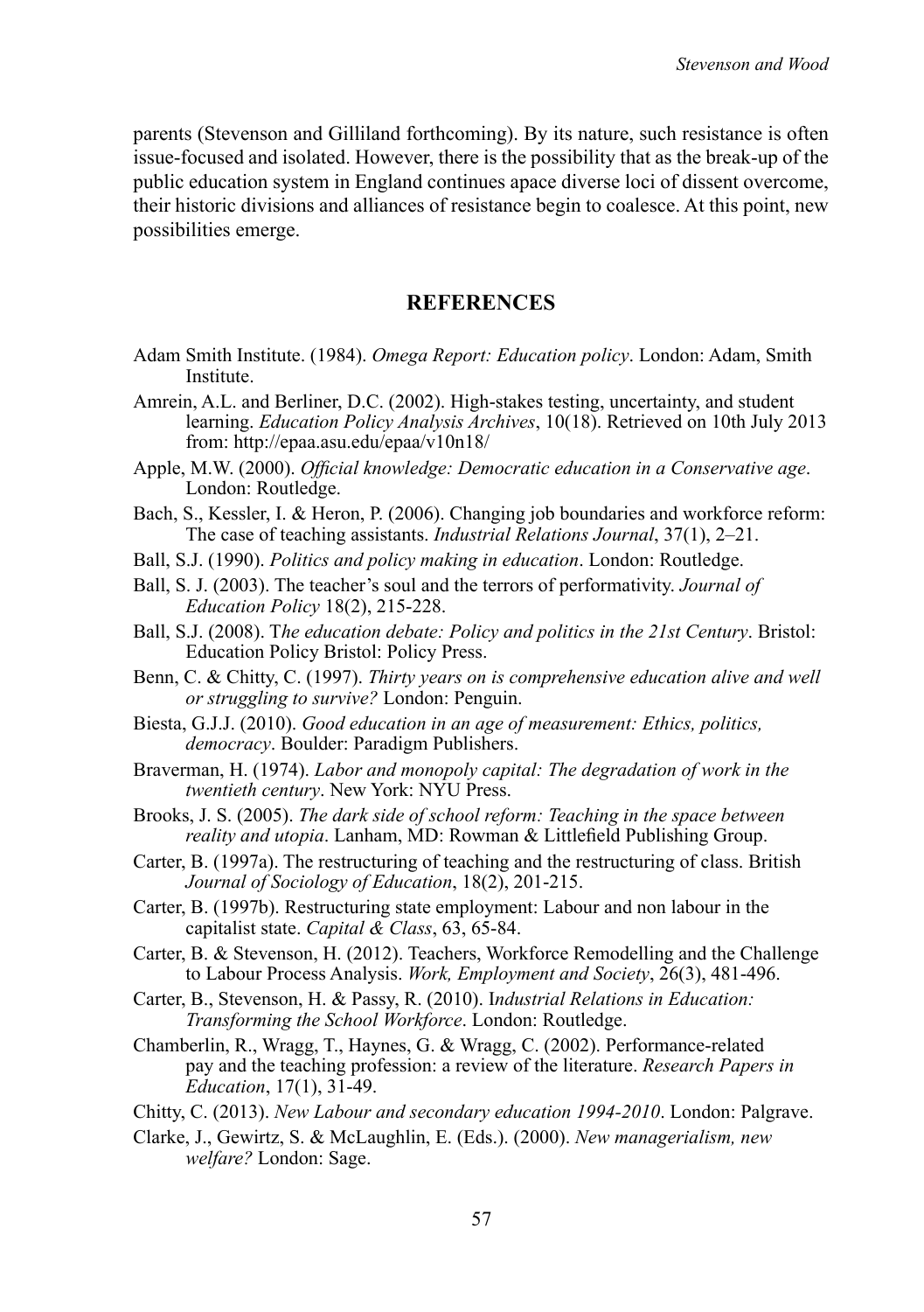parents (Stevenson and Gilliland forthcoming). By its nature, such resistance is often issue-focused and isolated. However, there is the possibility that as the break-up of the public education system in England continues apace diverse loci of dissent overcome, their historic divisions and alliances of resistance begin to coalesce. At this point, new possibilities emerge.

## REFERENCES

Adam Smith Institute. (1984). *Omega Report: Education policy*. London: Adam, Smith Institute.

Amrein, A.L. and Berliner, D.C. (2002). High-stakes testing, uncertainty, and student learning. *Education Policy Analysis Archives*, 10(18). Retrieved on 10th July 2013 from: http://epaa.asu.edu/epaa/v10n18/

Apple, M.W. (2000). *Official knowledge: Democratic education in a Conservative age*. London: Routledge.

Bach, S., Kessler, I. & Heron, P. (2006). Changing job boundaries and workforce reform: The case of teaching assistants. *Industrial Relations Journal*, 37(1), 2–21.

Ball, S.J. (1990). *Politics and policy making in education*. London: Routledge.

Ball, S. J. (2003). The teacher's soul and the terrors of performativity. *Journal of Education Policy* 18(2), 215-228.

Ball, S.J. (2008). T*he education debate: Policy and politics in the 21st Century*. Bristol: Education Policy Bristol: Policy Press.

Benn, C. & Chitty, C. (1997). *Thirty years on is comprehensive education alive and well or struggling to survive?* London: Penguin.

Biesta, G.J.J. (2010). *Good education in an age of measurement: Ethics, politics, democracy*. Boulder: Paradigm Publishers.

Braverman, H. (1974). *Labor and monopoly capital: The degradation of work in the twentieth century*. New York: NYU Press.

Brooks, J. S. (2005). *The dark side of school reform: Teaching in the space between reality and utopia*. Lanham, MD: Rowman & Littlefield Publishing Group.

Carter, B. (1997a). The restructuring of teaching and the restructuring of class. British *Journal of Sociology of Education*, 18(2), 201-215.

Carter, B. (1997b). Restructuring state employment: Labour and non labour in the capitalist state. *Capital & Class*, 63, 65-84.

Carter, B. & Stevenson, H. (2012). Teachers, Workforce Remodelling and the Challenge to Labour Process Analysis. *Work, Employment and Society*, 26(3), 481-496.

Carter, B., Stevenson, H. & Passy, R. (2010). I*ndustrial Relations in Education: Transforming the School Workforce*. London: Routledge.

Chamberlin, R., Wragg, T., Haynes, G. & Wragg, C. (2002). Performance-related pay and the teaching profession: a review of the literature. *Research Papers in Education*, 17(1), 31-49.

Chitty, C. (2013). *New Labour and secondary education 1994-2010*. London: Palgrave.

Clarke, J., Gewirtz, S. & McLaughlin, E. (Eds.). (2000). *New managerialism, new welfare?* London: Sage.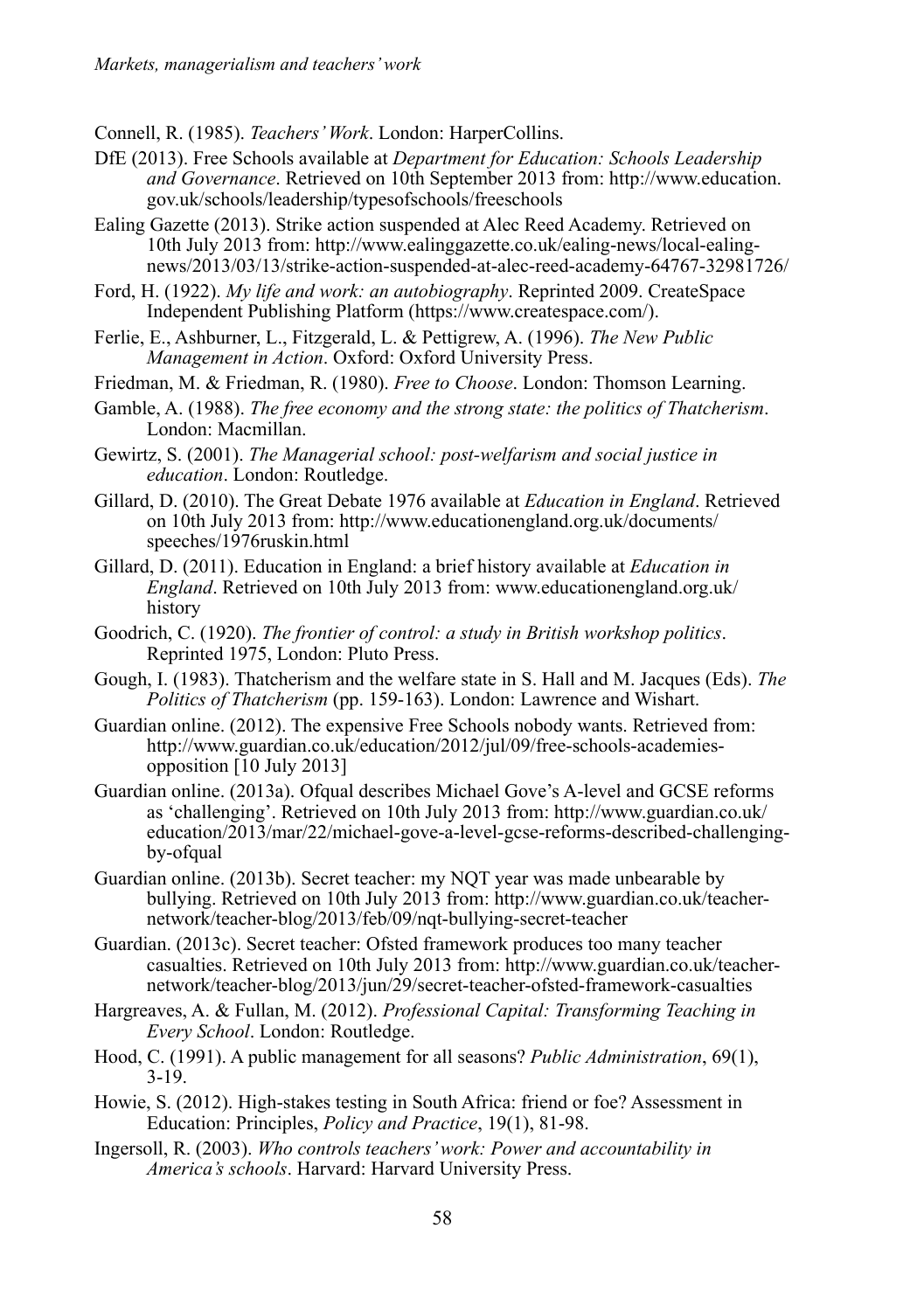Connell, R. (1985). *Teachers' Work*. London: HarperCollins.

DfE (2013). Free Schools available at *Department for Education: Schools Leadership and Governance*. Retrieved on 10th September 2013 from: http://www.education.gov.uk/schools/leadership/typesofschools/freeschools

Ealing Gazette (2013). Strike action suspended at Alec Reed Academy. Retrieved on 10th July 2013 from: http://www.ealinggazette.co.uk/ealing-news/local-ealing-news/2013/03/13/strike-action-suspended-at-alec-reed-academy-64767-32981726/

Ford, H. (1922). *My life and work: an autobiography*. Reprinted 2009. CreateSpace Independent Publishing Platform (https://www.createspace.com/).

Ferlie, E., Ashburner, L., Fitzgerald, L. & Pettigrew, A. (1996). *The New Public Management in Action*. Oxford: Oxford University Press.

Friedman, M. & Friedman, R. (1980). *Free to Choose*. London: Thomson Learning.

Gamble, A. (1988). *The free economy and the strong state: the politics of Thatcherism*. London: Macmillan.

Gewirtz, S. (2001). *The Managerial school: post-welfarism and social justice in education*. London: Routledge.

Gillard, D. (2010). The Great Debate 1976 available at *Education in England*. Retrieved on 10th July 2013 from: http://www.educationengland.org.uk/documents/speeches/1976ruskin.html

Gillard, D. (2011). Education in England: a brief history available at *Education in England*. Retrieved on 10th July 2013 from: www.educationengland.org.uk/history

Goodrich, C. (1920). *The frontier of control: a study in British workshop politics*. Reprinted 1975, London: Pluto Press.

Gough, I. (1983). Thatcherism and the welfare state in S. Hall and M. Jacques (Eds). *The Politics of Thatcherism* (pp. 159-163). London: Lawrence and Wishart.

Guardian online. (2012). The expensive Free Schools nobody wants. Retrieved from: http://www.guardian.co.uk/education/2012/jul/09/free-schools-academies-opposition [10 July 2013]

Guardian online. (2013a). Ofqual describes Michael Gove's A-level and GCSE reforms as 'challenging'. Retrieved on 10th July 2013 from: http://www.guardian.co.uk/education/2013/mar/22/michael-gove-a-level-gcse-reforms-described-challenging-by-ofqual

Guardian online. (2013b). Secret teacher: my NQT year was made unbearable by bullying. Retrieved on 10th July 2013 from: http://www.guardian.co.uk/teacher-network/teacher-blog/2013/feb/09/nqt-bullying-secret-teacher

Guardian. (2013c). Secret teacher: Ofsted framework produces too many teacher casualties. Retrieved on 10th July 2013 from: http://www.guardian.co.uk/teacher-network/teacher-blog/2013/jun/29/secret-teacher-ofsted-framework-casualties

Hargreaves, A. & Fullan, M. (2012). *Professional Capital: Transforming Teaching in Every School*. London: Routledge.

Hood, C. (1991). A public management for all seasons? *Public Administration*, 69(1), 3-19.

Howie, S. (2012). High-stakes testing in South Africa: friend or foe? Assessment in Education: Principles, *Policy and Practice*, 19(1), 81-98.

Ingersoll, R. (2003). *Who controls teachers' work: Power and accountability in America's schools*. Harvard: Harvard University Press.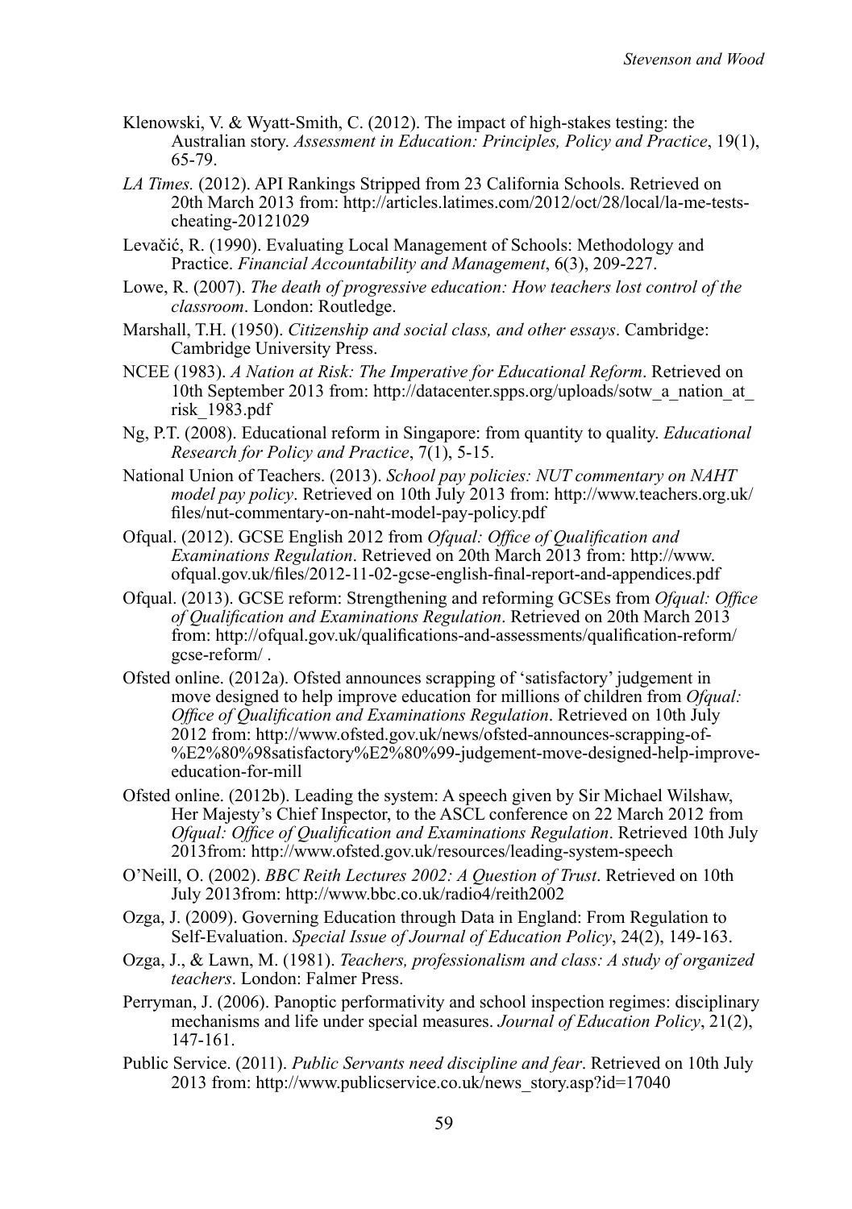Klenowski, V. & Wyatt-Smith, C. (2012). The impact of high-stakes testing: the Australian story. *Assessment in Education: Principles, Policy and Practice*, 19(1), 65-79.

*LA Times.* (2012). API Rankings Stripped from 23 California Schools. Retrieved on 20th March 2013 from: http://articles.latimes.com/2012/oct/28/local/la-me-tests-cheating-20121029

Levačić, R. (1990). Evaluating Local Management of Schools: Methodology and Practice. *Financial Accountability and Management*, 6(3), 209-227.

Lowe, R. (2007). *The death of progressive education: How teachers lost control of the classroom*. London: Routledge.

Marshall, T.H. (1950). *Citizenship and social class, and other essays*. Cambridge: Cambridge University Press.

NCEE (1983). *A Nation at Risk: The Imperative for Educational Reform*. Retrieved on 10th September 2013 from: http://datacenter.spps.org/uploads/sotw_a_nation_at_risk_1983.pdf

Ng, P.T. (2008). Educational reform in Singapore: from quantity to quality. *Educational Research for Policy and Practice*, 7(1), 5-15.

National Union of Teachers. (2013). *School pay policies: NUT commentary on NAHT model pay policy*. Retrieved on 10th July 2013 from: http://www.teachers.org.uk/files/nut-commentary-on-naht-model-pay-policy.pdf

Ofqual. (2012). GCSE English 2012 from *Ofqual: Office of Qualification and Examinations Regulation*. Retrieved on 20th March 2013 from: http://www.ofqual.gov.uk/files/2012-11-02-gcse-english-final-report-and-appendices.pdf

Ofqual. (2013). GCSE reform: Strengthening and reforming GCSEs from *Ofqual: Office of Qualification and Examinations Regulation*. Retrieved on 20th March 2013 from: http://ofqual.gov.uk/qualifications-and-assessments/qualification-reform/gcse-reform/ .

Ofsted online. (2012a). Ofsted announces scrapping of 'satisfactory' judgement in move designed to help improve education for millions of children from *Ofqual: Office of Qualification and Examinations Regulation*. Retrieved on 10th July 2012 from: http://www.ofsted.gov.uk/news/ofsted-announces-scrapping-of-%E2%80%98satisfactory%E2%80%99-judgement-move-designed-help-improve-education-for-mill

Ofsted online. (2012b). Leading the system: A speech given by Sir Michael Wilshaw, Her Majesty's Chief Inspector, to the ASCL conference on 22 March 2012 from *Ofqual: Office of Qualification and Examinations Regulation*. Retrieved 10th July 2013from: http://www.ofsted.gov.uk/resources/leading-system-speech

O'Neill, O. (2002). *BBC Reith Lectures 2002: A Question of Trust*. Retrieved on 10th July 2013from: http://www.bbc.co.uk/radio4/reith2002

Ozga, J. (2009). Governing Education through Data in England: From Regulation to Self-Evaluation. *Special Issue of Journal of Education Policy*, 24(2), 149-163.

Ozga, J., & Lawn, M. (1981). *Teachers, professionalism and class: A study of organized teachers*. London: Falmer Press.

Perryman, J. (2006). Panoptic performativity and school inspection regimes: disciplinary mechanisms and life under special measures. *Journal of Education Policy*, 21(2), 147-161.

Public Service. (2011). *Public Servants need discipline and fear*. Retrieved on 10th July 2013 from: http://www.publicservice.co.uk/news_story.asp?id=17040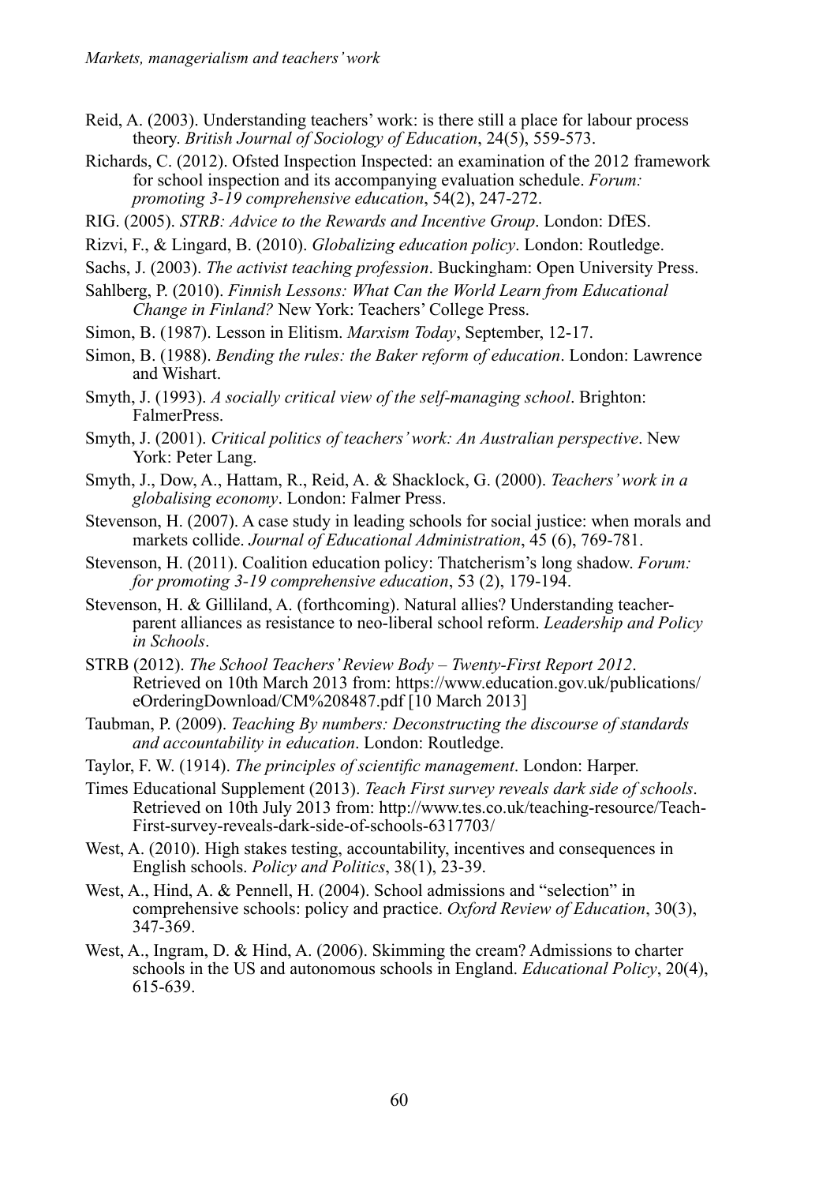Reid, A. (2003). Understanding teachers' work: is there still a place for labour process theory. *British Journal of Sociology of Education*, 24(5), 559-573.

Richards, C. (2012). Ofsted Inspection Inspected: an examination of the 2012 framework for school inspection and its accompanying evaluation schedule. *Forum: promoting 3-19 comprehensive education*, 54(2), 247-272.

RIG. (2005). *STRB: Advice to the Rewards and Incentive Group*. London: DfES.

Rizvi, F., & Lingard, B. (2010). *Globalizing education policy*. London: Routledge.

Sachs, J. (2003). *The activist teaching profession*. Buckingham: Open University Press.

Sahlberg, P. (2010). *Finnish Lessons: What Can the World Learn from Educational Change in Finland?* New York: Teachers' College Press.

Simon, B. (1987). Lesson in Elitism. *Marxism Today*, September, 12-17.

Simon, B. (1988). *Bending the rules: the Baker reform of education*. London: Lawrence and Wishart.

Smyth, J. (1993). *A socially critical view of the self-managing school*. Brighton: FalmerPress.

Smyth, J. (2001). *Critical politics of teachers' work: An Australian perspective*. New York: Peter Lang.

Smyth, J., Dow, A., Hattam, R., Reid, A. & Shacklock, G. (2000). *Teachers' work in a globalising economy*. London: Falmer Press.

Stevenson, H. (2007). A case study in leading schools for social justice: when morals and markets collide. *Journal of Educational Administration*, 45 (6), 769-781.

Stevenson, H. (2011). Coalition education policy: Thatcherism's long shadow. *Forum: for promoting 3-19 comprehensive education*, 53 (2), 179-194.

Stevenson, H. & Gilliland, A. (forthcoming). Natural allies? Understanding teacher-parent alliances as resistance to neo-liberal school reform. *Leadership and Policy in Schools*.

STRB (2012). *The School Teachers' Review Body – Twenty-First Report 2012*. Retrieved on 10th March 2013 from: https://www.education.gov.uk/publications/eOrderingDownload/CM%208487.pdf [10 March 2013]

Taubman, P. (2009). *Teaching By numbers: Deconstructing the discourse of standards and accountability in education*. London: Routledge.

Taylor, F. W. (1914). *The principles of scientific management*. London: Harper.

Times Educational Supplement (2013). *Teach First survey reveals dark side of schools*. Retrieved on 10th July 2013 from: http://www.tes.co.uk/teaching-resource/Teach-First-survey-reveals-dark-side-of-schools-6317703/

West, A. (2010). High stakes testing, accountability, incentives and consequences in English schools. *Policy and Politics*, 38(1), 23-39.

West, A., Hind, A. & Pennell, H. (2004). School admissions and "selection" in comprehensive schools: policy and practice. *Oxford Review of Education*, 30(3), 347-369.

West, A., Ingram, D. & Hind, A. (2006). Skimming the cream? Admissions to charter schools in the US and autonomous schools in England. *Educational Policy*, 20(4), 615-639.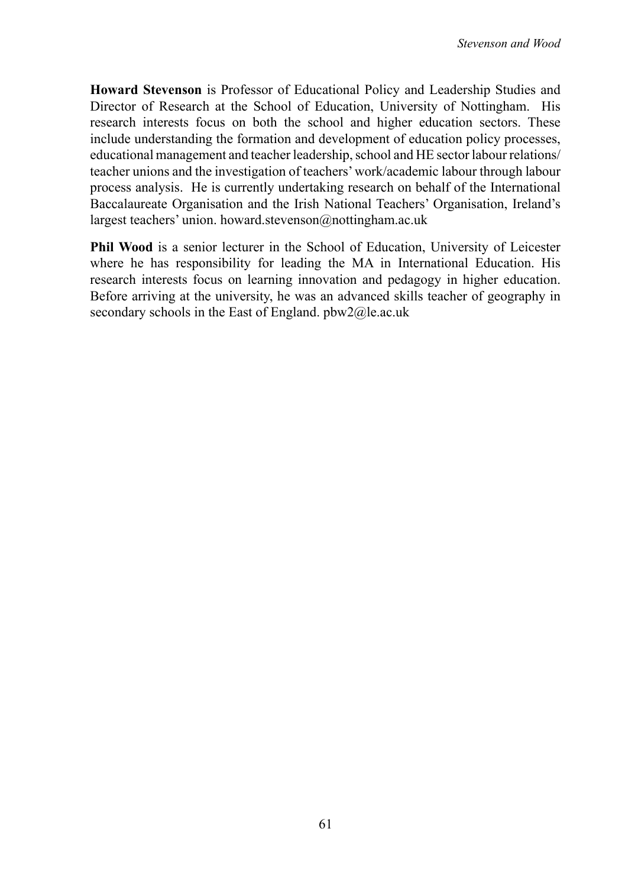**Howard Stevenson** is Professor of Educational Policy and Leadership Studies and Director of Research at the School of Education, University of Nottingham. His research interests focus on both the school and higher education sectors. These include understanding the formation and development of education policy processes, educational management and teacher leadership, school and HE sector labour relations/ teacher unions and the investigation of teachers' work/academic labour through labour process analysis. He is currently undertaking research on behalf of the International Baccalaureate Organisation and the Irish National Teachers' Organisation, Ireland's largest teachers' union. howard.stevenson@nottingham.ac.uk

**Phil Wood** is a senior lecturer in the School of Education, University of Leicester where he has responsibility for leading the MA in International Education. His research interests focus on learning innovation and pedagogy in higher education. Before arriving at the university, he was an advanced skills teacher of geography in secondary schools in the East of England. pbw2@le.ac.uk